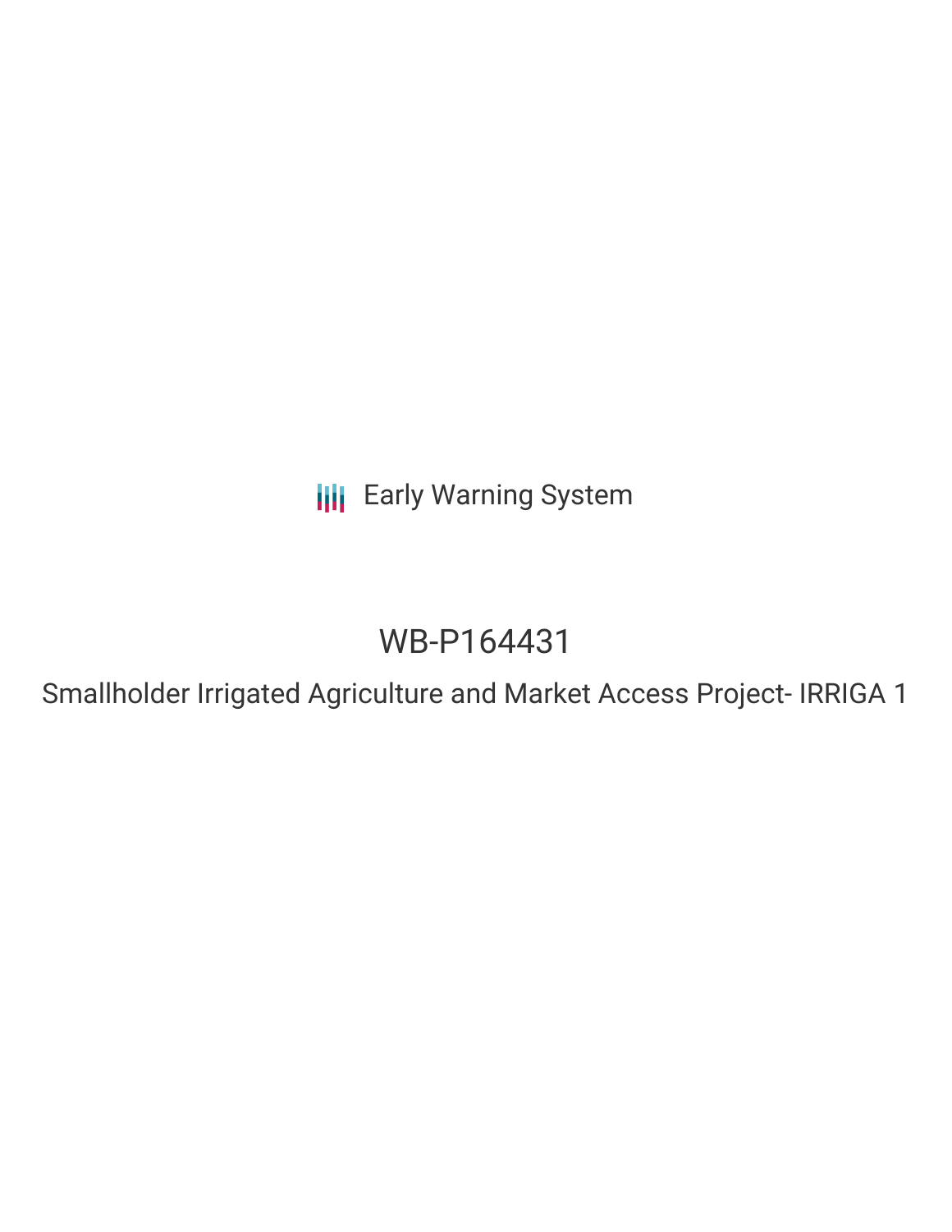Early Warning System

# WB-P164431

## Smallholder Irrigated Agriculture and Market Access Project- IRRIGA 1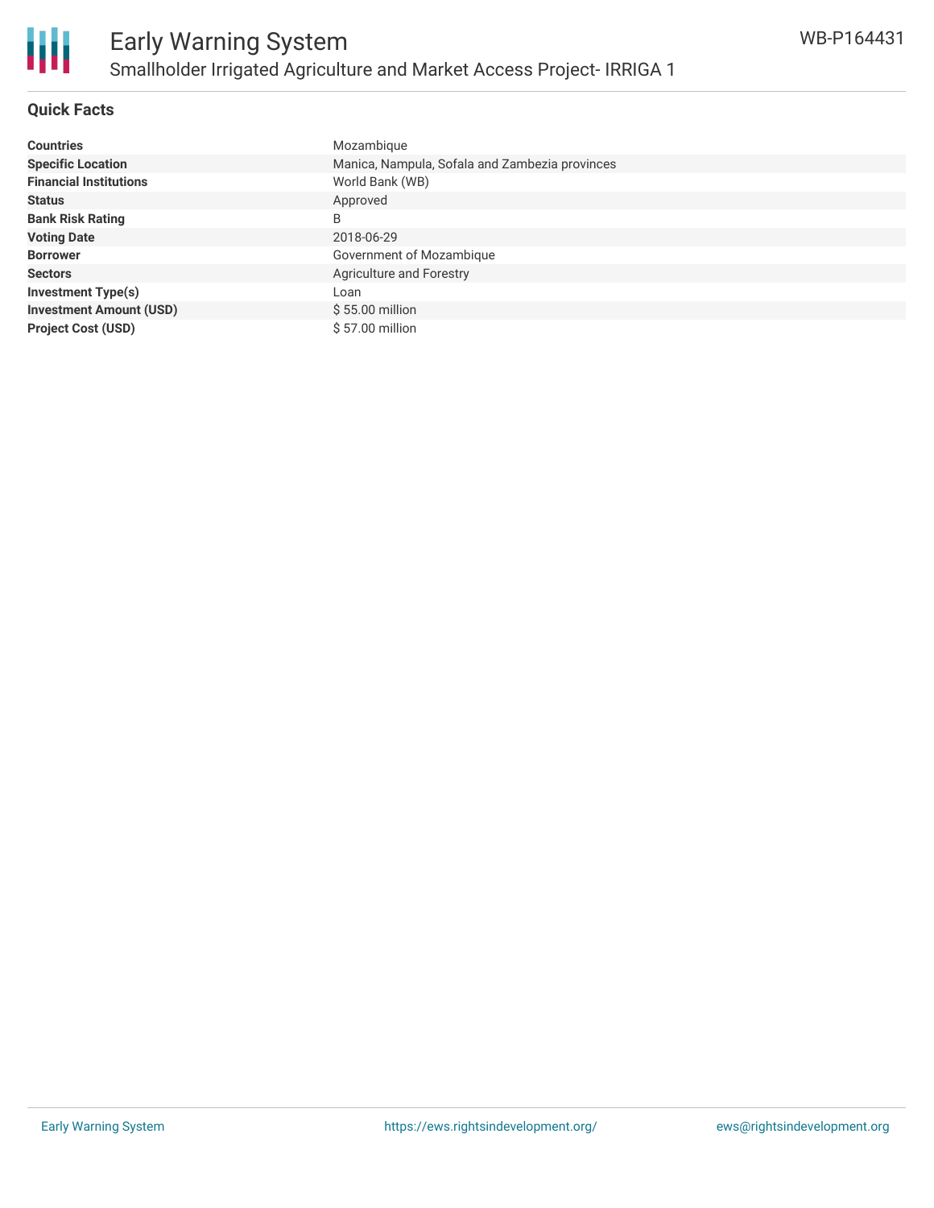## Quick Facts

| | |
|---|---|
| **Countries** | Mozambique |
| **Specific Location** | Manica, Nampula, Sofala and Zambezia provinces |
| **Financial Institutions** | World Bank (WB) |
| **Status** | Approved |
| **Bank Risk Rating** | B |
| **Voting Date** | 2018-06-29 |
| **Borrower** | Government of Mozambique |
| **Sectors** | Agriculture and Forestry |
| **Investment Type(s)** | Loan |
| **Investment Amount (USD)** | $ 55.00 million |
| **Project Cost (USD)** | $ 57.00 million |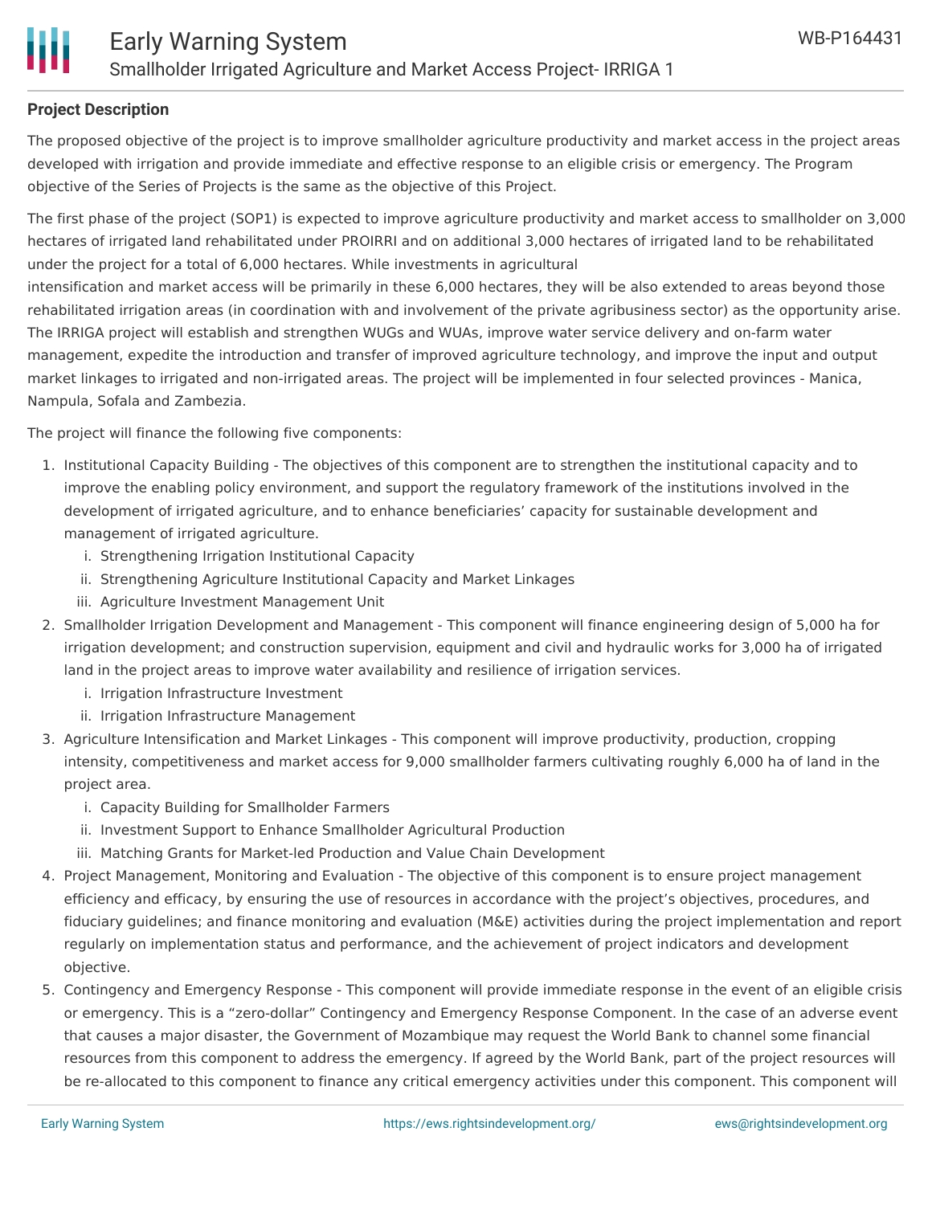**Project Description**

The proposed objective of the project is to improve smallholder agriculture productivity and market access in the project areas developed with irrigation and provide immediate and effective response to an eligible crisis or emergency. The Program objective of the Series of Projects is the same as the objective of this Project.

The first phase of the project (SOP1) is expected to improve agriculture productivity and market access to smallholder on 3,000 hectares of irrigated land rehabilitated under PROIRRI and on additional 3,000 hectares of irrigated land to be rehabilitated under the project for a total of 6,000 hectares. While investments in agricultural intensification and market access will be primarily in these 6,000 hectares, they will be also extended to areas beyond those rehabilitated irrigation areas (in coordination with and involvement of the private agribusiness sector) as the opportunity arise. The IRRIGA project will establish and strengthen WUGs and WUAs, improve water service delivery and on-farm water management, expedite the introduction and transfer of improved agriculture technology, and improve the input and output market linkages to irrigated and non-irrigated areas. The project will be implemented in four selected provinces - Manica, Nampula, Sofala and Zambezia.

The project will finance the following five components:

1. Institutional Capacity Building - The objectives of this component are to strengthen the institutional capacity and to improve the enabling policy environment, and support the regulatory framework of the institutions involved in the development of irrigated agriculture, and to enhance beneficiaries' capacity for sustainable development and management of irrigated agriculture.
   i. Strengthening Irrigation Institutional Capacity
   ii. Strengthening Agriculture Institutional Capacity and Market Linkages
   iii. Agriculture Investment Management Unit
2. Smallholder Irrigation Development and Management - This component will finance engineering design of 5,000 ha for irrigation development; and construction supervision, equipment and civil and hydraulic works for 3,000 ha of irrigated land in the project areas to improve water availability and resilience of irrigation services.
   i. Irrigation Infrastructure Investment
   ii. Irrigation Infrastructure Management
3. Agriculture Intensification and Market Linkages - This component will improve productivity, production, cropping intensity, competitiveness and market access for 9,000 smallholder farmers cultivating roughly 6,000 ha of land in the project area.
   i. Capacity Building for Smallholder Farmers
   ii. Investment Support to Enhance Smallholder Agricultural Production
   iii. Matching Grants for Market-led Production and Value Chain Development
4. Project Management, Monitoring and Evaluation - The objective of this component is to ensure project management efficiency and efficacy, by ensuring the use of resources in accordance with the project's objectives, procedures, and fiduciary guidelines; and finance monitoring and evaluation (M&E) activities during the project implementation and report regularly on implementation status and performance, and the achievement of project indicators and development objective.
5. Contingency and Emergency Response - This component will provide immediate response in the event of an eligible crisis or emergency. This is a "zero-dollar" Contingency and Emergency Response Component. In the case of an adverse event that causes a major disaster, the Government of Mozambique may request the World Bank to channel some financial resources from this component to address the emergency. If agreed by the World Bank, part of the project resources will be re-allocated to this component to finance any critical emergency activities under this component. This component will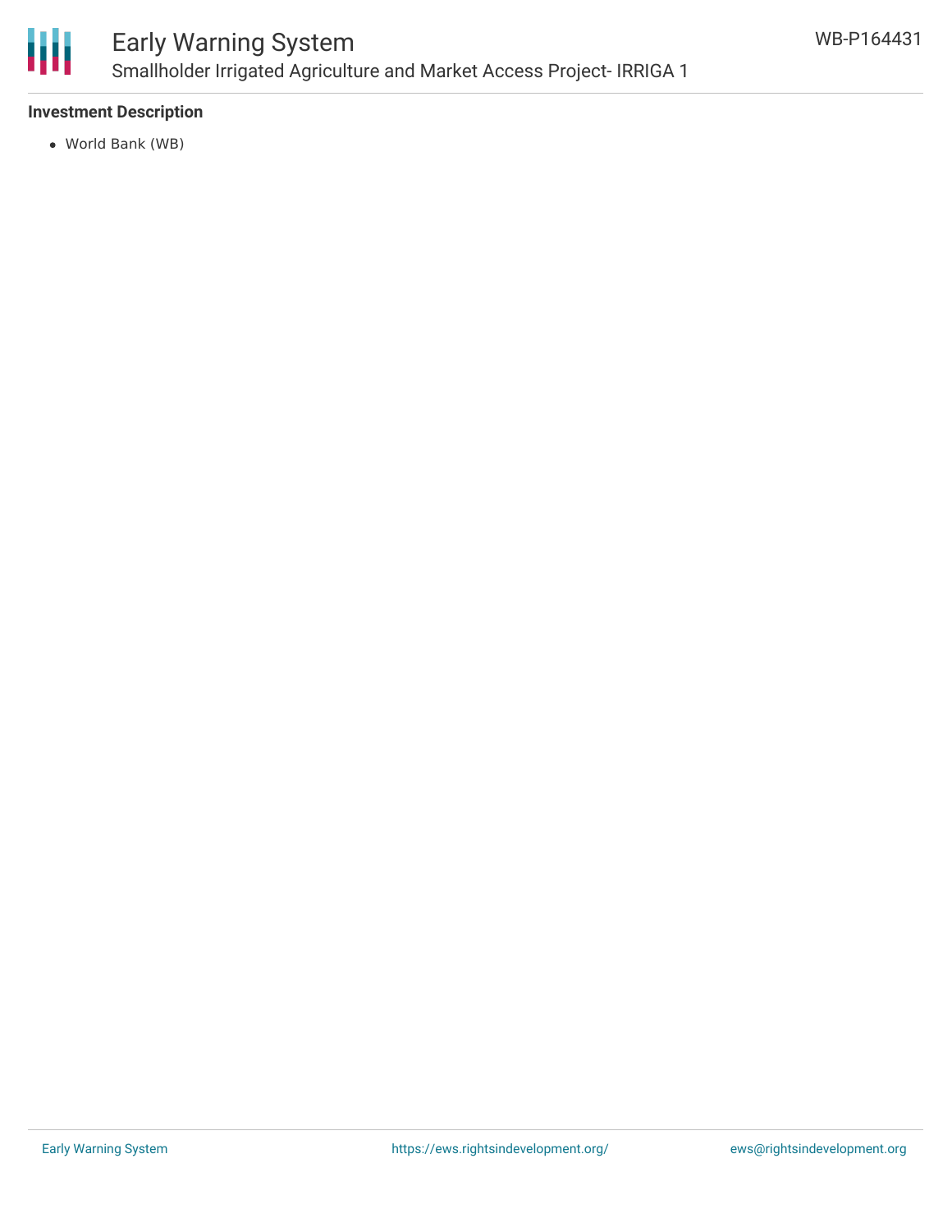**Investment Description**

- World Bank (WB)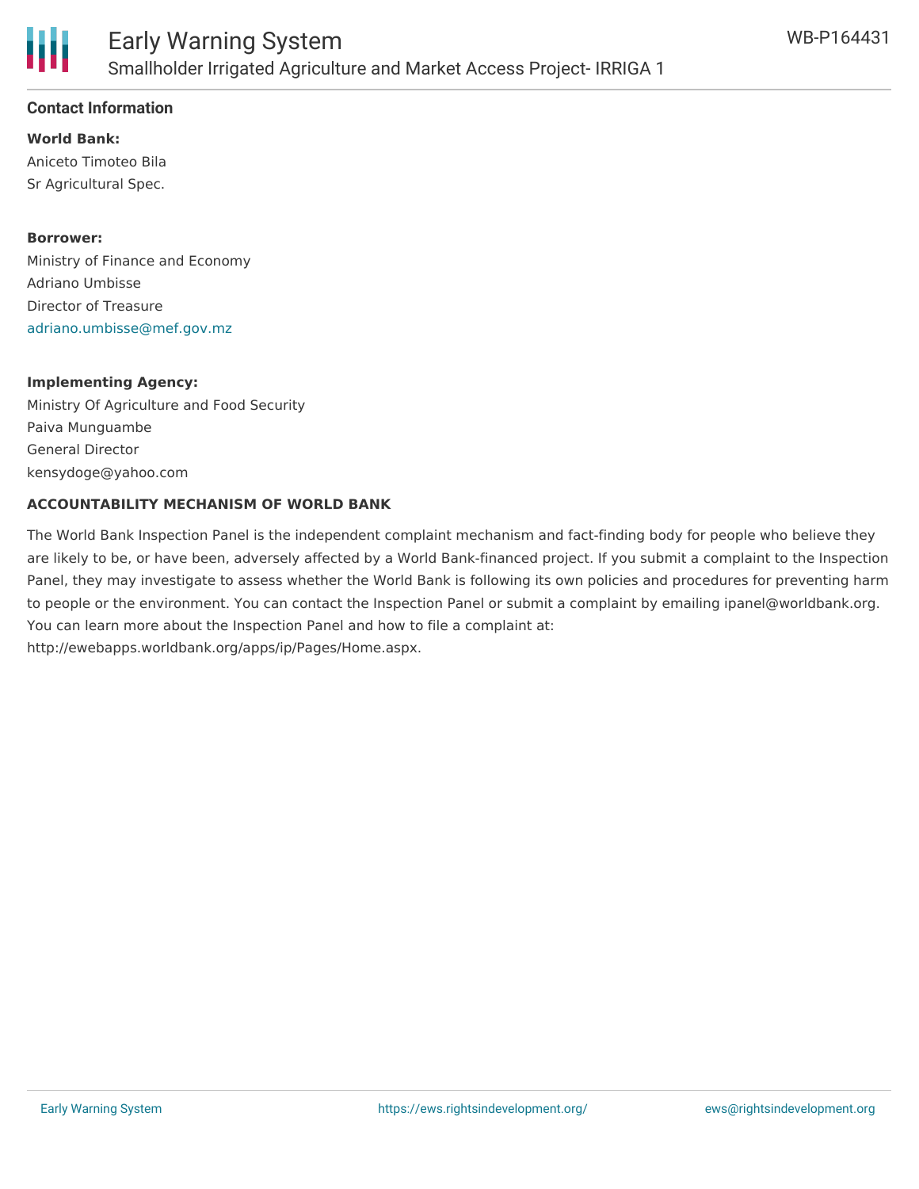## Contact Information

**World Bank:**
Aniceto Timoteo Bila
Sr Agricultural Spec.

**Borrower:**
Ministry of Finance and Economy
Adriano Umbisse
Director of Treasure
adriano.umbisse@mef.gov.mz

**Implementing Agency:**
Ministry Of Agriculture and Food Security
Paiva Munguambe
General Director
kensydoge@yahoo.com

**ACCOUNTABILITY MECHANISM OF WORLD BANK**

The World Bank Inspection Panel is the independent complaint mechanism and fact-finding body for people who believe they are likely to be, or have been, adversely affected by a World Bank-financed project. If you submit a complaint to the Inspection Panel, they may investigate to assess whether the World Bank is following its own policies and procedures for preventing harm to people or the environment. You can contact the Inspection Panel or submit a complaint by emailing ipanel@worldbank.org. You can learn more about the Inspection Panel and how to file a complaint at: http://ewebapps.worldbank.org/apps/ip/Pages/Home.aspx.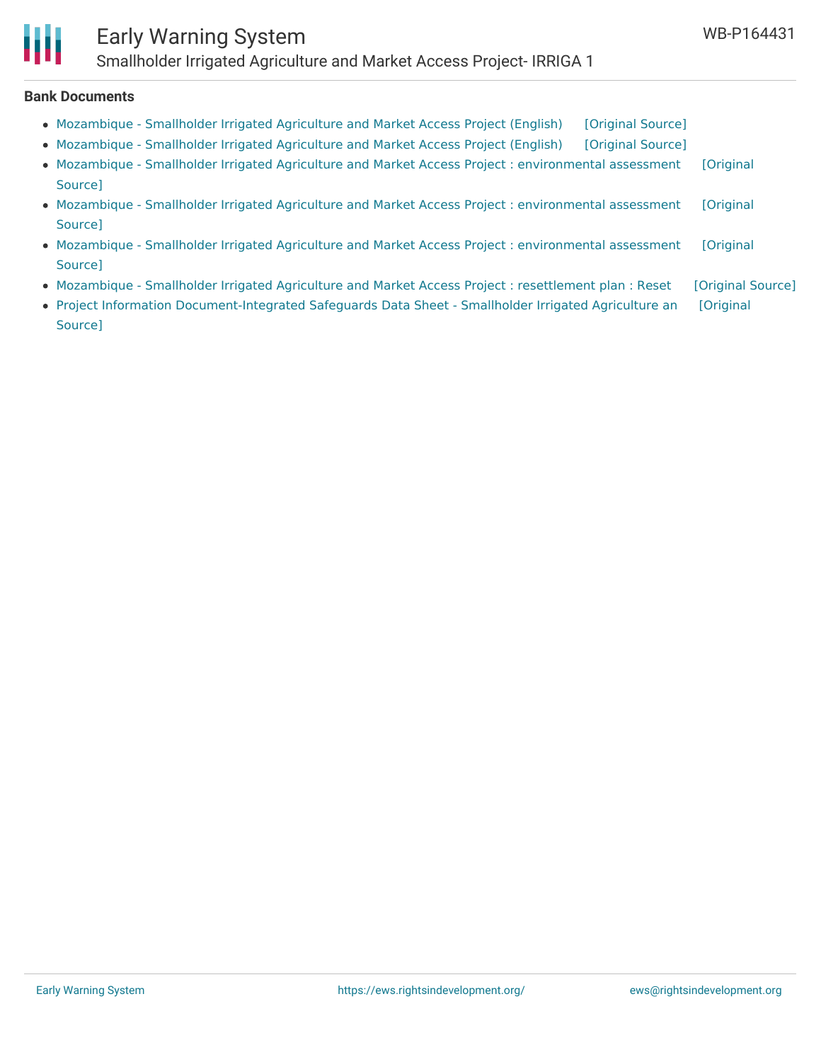**Bank Documents**

- Mozambique - Smallholder Irrigated Agriculture and Market Access Project (English) [Original Source]
- Mozambique - Smallholder Irrigated Agriculture and Market Access Project (English) [Original Source]
- Mozambique - Smallholder Irrigated Agriculture and Market Access Project : environmental assessment [Original Source]
- Mozambique - Smallholder Irrigated Agriculture and Market Access Project : environmental assessment [Original Source]
- Mozambique - Smallholder Irrigated Agriculture and Market Access Project : environmental assessment [Original Source]
- Mozambique - Smallholder Irrigated Agriculture and Market Access Project : resettlement plan : Reset [Original Source]
- Project Information Document-Integrated Safeguards Data Sheet - Smallholder Irrigated Agriculture an [Original Source]